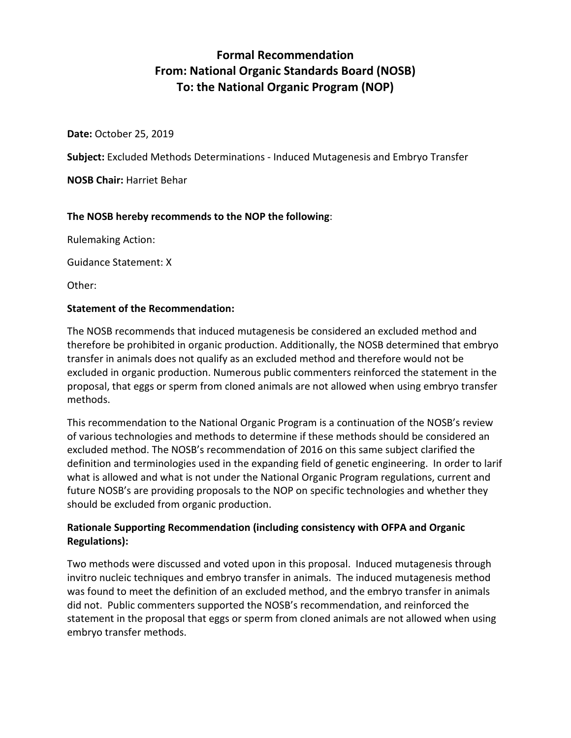# Formal Recommendation
# From: National Organic Standards Board (NOSB)
# To: the National Organic Program (NOP)

**Date:** October 25, 2019

**Subject:** Excluded Methods Determinations - Induced Mutagenesis and Embryo Transfer

**NOSB Chair:** Harriet Behar

**The NOSB hereby recommends to the NOP the following**:

Rulemaking Action:

Guidance Statement: X

Other:

**Statement of the Recommendation:**

The NOSB recommends that induced mutagenesis be considered an excluded method and therefore be prohibited in organic production. Additionally, the NOSB determined that embryo transfer in animals does not qualify as an excluded method and therefore would not be excluded in organic production. Numerous public commenters reinforced the statement in the proposal, that eggs or sperm from cloned animals are not allowed when using embryo transfer methods.

This recommendation to the National Organic Program is a continuation of the NOSB's review of various technologies and methods to determine if these methods should be considered an excluded method. The NOSB's recommendation of 2016 on this same subject clarified the definition and terminologies used in the expanding field of genetic engineering. In order to larif what is allowed and what is not under the National Organic Program regulations, current and future NOSB's are providing proposals to the NOP on specific technologies and whether they should be excluded from organic production.

**Rationale Supporting Recommendation (including consistency with OFPA and Organic Regulations):**

Two methods were discussed and voted upon in this proposal. Induced mutagenesis through invitro nucleic techniques and embryo transfer in animals. The induced mutagenesis method was found to meet the definition of an excluded method, and the embryo transfer in animals did not. Public commenters supported the NOSB's recommendation, and reinforced the statement in the proposal that eggs or sperm from cloned animals are not allowed when using embryo transfer methods.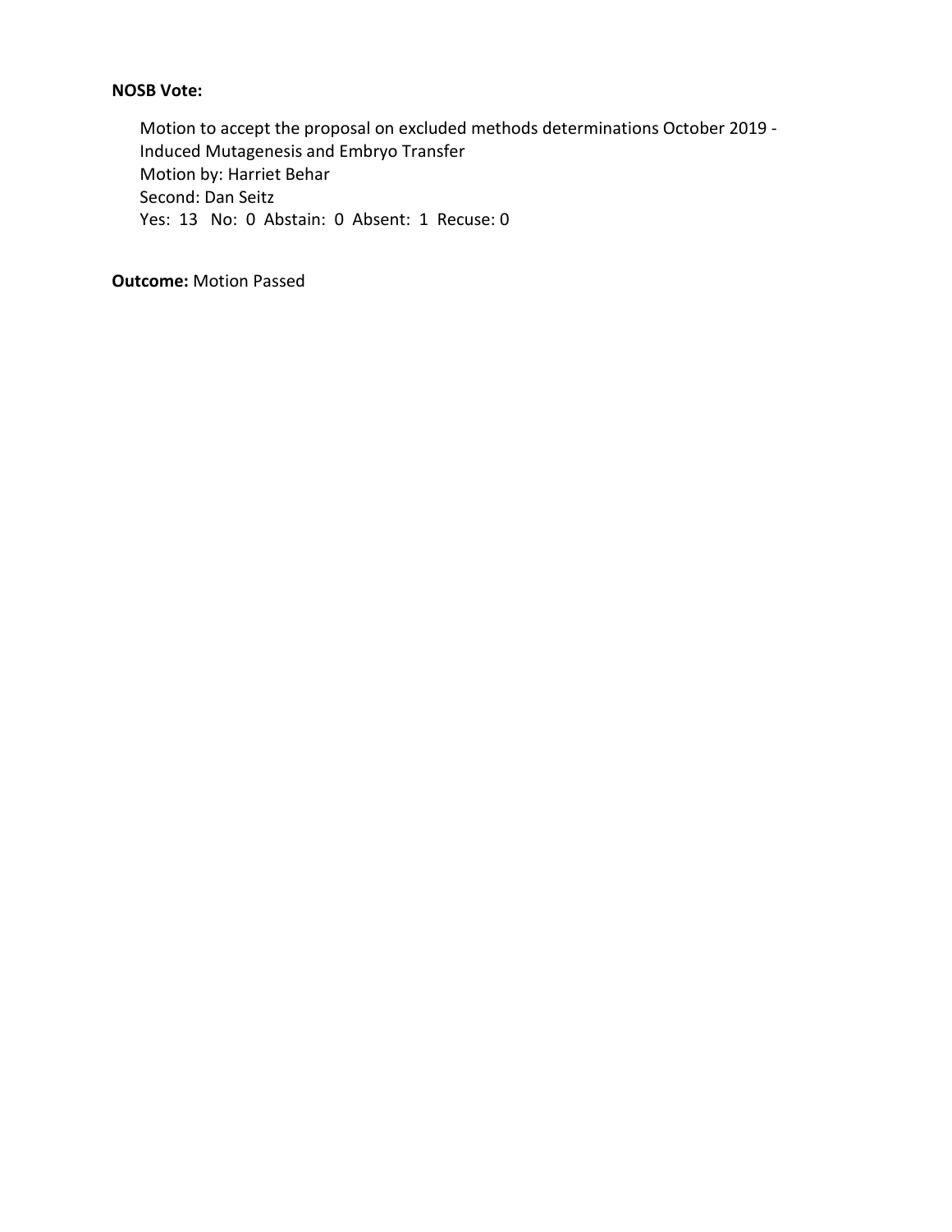**NOSB Vote:**

Motion to accept the proposal on excluded methods determinations October 2019 - Induced Mutagenesis and Embryo Transfer
Motion by: Harriet Behar
Second: Dan Seitz
Yes: 13 No: 0 Abstain: 0 Absent: 1 Recuse: 0

**Outcome:** Motion Passed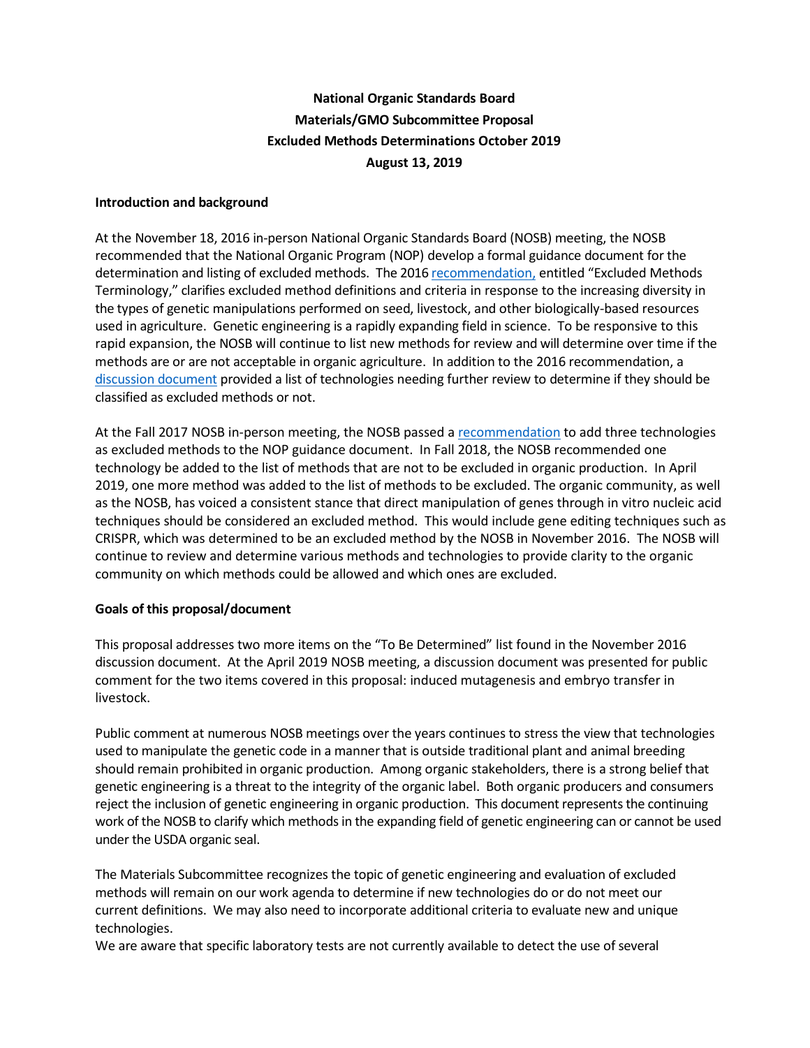**National Organic Standards Board**
**Materials/GMO Subcommittee Proposal**
**Excluded Methods Determinations October 2019**
**August 13, 2019**

**Introduction and background**

At the November 18, 2016 in-person National Organic Standards Board (NOSB) meeting, the NOSB recommended that the National Organic Program (NOP) develop a formal guidance document for the determination and listing of excluded methods. The 2016 recommendation, entitled "Excluded Methods Terminology," clarifies excluded method definitions and criteria in response to the increasing diversity in the types of genetic manipulations performed on seed, livestock, and other biologically-based resources used in agriculture. Genetic engineering is a rapidly expanding field in science. To be responsive to this rapid expansion, the NOSB will continue to list new methods for review and will determine over time if the methods are or are not acceptable in organic agriculture. In addition to the 2016 recommendation, a discussion document provided a list of technologies needing further review to determine if they should be classified as excluded methods or not.

At the Fall 2017 NOSB in-person meeting, the NOSB passed a recommendation to add three technologies as excluded methods to the NOP guidance document. In Fall 2018, the NOSB recommended one technology be added to the list of methods that are not to be excluded in organic production. In April 2019, one more method was added to the list of methods to be excluded. The organic community, as well as the NOSB, has voiced a consistent stance that direct manipulation of genes through in vitro nucleic acid techniques should be considered an excluded method. This would include gene editing techniques such as CRISPR, which was determined to be an excluded method by the NOSB in November 2016. The NOSB will continue to review and determine various methods and technologies to provide clarity to the organic community on which methods could be allowed and which ones are excluded.

**Goals of this proposal/document**

This proposal addresses two more items on the "To Be Determined" list found in the November 2016 discussion document. At the April 2019 NOSB meeting, a discussion document was presented for public comment for the two items covered in this proposal: induced mutagenesis and embryo transfer in livestock.

Public comment at numerous NOSB meetings over the years continues to stress the view that technologies used to manipulate the genetic code in a manner that is outside traditional plant and animal breeding should remain prohibited in organic production. Among organic stakeholders, there is a strong belief that genetic engineering is a threat to the integrity of the organic label. Both organic producers and consumers reject the inclusion of genetic engineering in organic production. This document represents the continuing work of the NOSB to clarify which methods in the expanding field of genetic engineering can or cannot be used under the USDA organic seal.

The Materials Subcommittee recognizes the topic of genetic engineering and evaluation of excluded methods will remain on our work agenda to determine if new technologies do or do not meet our current definitions. We may also need to incorporate additional criteria to evaluate new and unique technologies.
We are aware that specific laboratory tests are not currently available to detect the use of several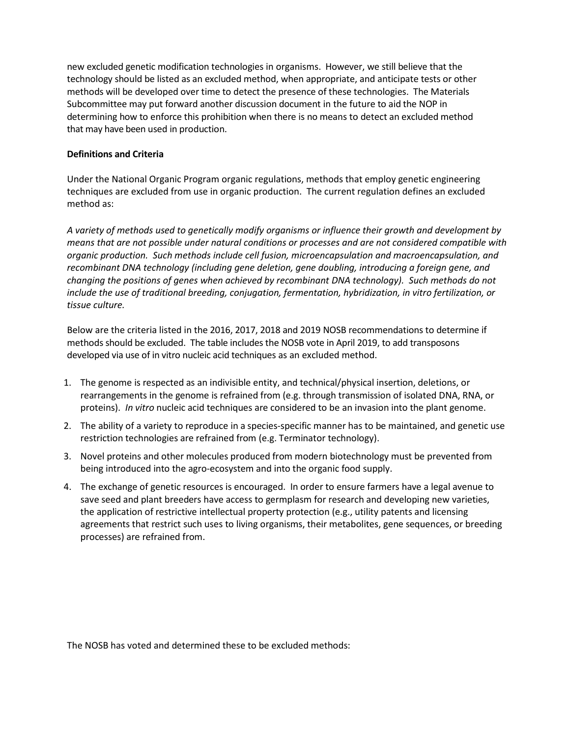new excluded genetic modification technologies in organisms. However, we still believe that the technology should be listed as an excluded method, when appropriate, and anticipate tests or other methods will be developed over time to detect the presence of these technologies. The Materials Subcommittee may put forward another discussion document in the future to aid the NOP in determining how to enforce this prohibition when there is no means to detect an excluded method that may have been used in production.

**Definitions and Criteria**

Under the National Organic Program organic regulations, methods that employ genetic engineering techniques are excluded from use in organic production. The current regulation defines an excluded method as:

*A variety of methods used to genetically modify organisms or influence their growth and development by means that are not possible under natural conditions or processes and are not considered compatible with organic production. Such methods include cell fusion, microencapsulation and macroencapsulation, and recombinant DNA technology (including gene deletion, gene doubling, introducing a foreign gene, and changing the positions of genes when achieved by recombinant DNA technology). Such methods do not include the use of traditional breeding, conjugation, fermentation, hybridization, in vitro fertilization, or tissue culture.*

Below are the criteria listed in the 2016, 2017, 2018 and 2019 NOSB recommendations to determine if methods should be excluded. The table includes the NOSB vote in April 2019, to add transposons developed via use of in vitro nucleic acid techniques as an excluded method.

1. The genome is respected as an indivisible entity, and technical/physical insertion, deletions, or rearrangements in the genome is refrained from (e.g. through transmission of isolated DNA, RNA, or proteins). *In vitro* nucleic acid techniques are considered to be an invasion into the plant genome.
2. The ability of a variety to reproduce in a species-specific manner has to be maintained, and genetic use restriction technologies are refrained from (e.g. Terminator technology).
3. Novel proteins and other molecules produced from modern biotechnology must be prevented from being introduced into the agro-ecosystem and into the organic food supply.
4. The exchange of genetic resources is encouraged. In order to ensure farmers have a legal avenue to save seed and plant breeders have access to germplasm for research and developing new varieties, the application of restrictive intellectual property protection (e.g., utility patents and licensing agreements that restrict such uses to living organisms, their metabolites, gene sequences, or breeding processes) are refrained from.

The NOSB has voted and determined these to be excluded methods: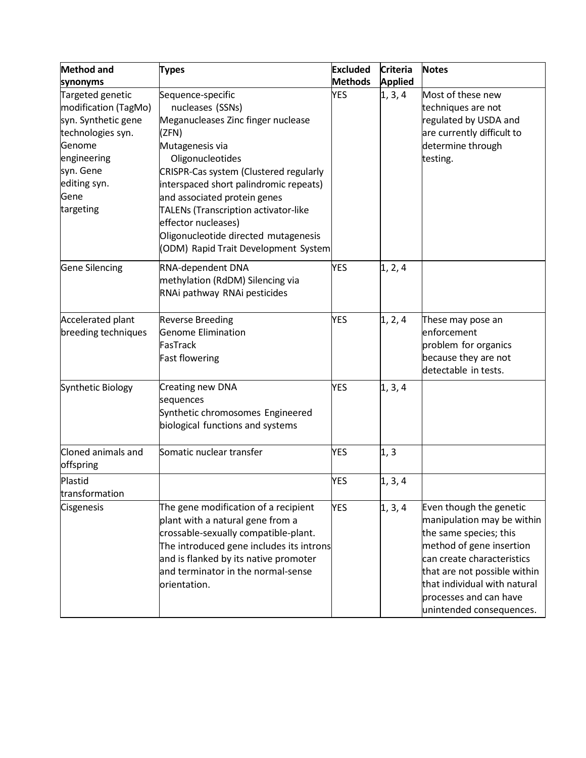| Method and synonyms | Types | Excluded Methods | Criteria Applied | Notes |
|---|---|---|---|---|
| Targeted genetic modification (TagMo) syn. Synthetic gene technologies syn. Genome engineering syn. Gene editing syn. Gene targeting | Sequence-specific nucleases (SSNs) Meganucleases Zinc finger nuclease (ZFN) Mutagenesis via Oligonucleotides CRISPR-Cas system (Clustered regularly interspaced short palindromic repeats) and associated protein genes TALENs (Transcription activator-like effector nucleases) Oligonucleotide directed mutagenesis (ODM) Rapid Trait Development System | YES | 1, 3, 4 | Most of these new techniques are not regulated by USDA and are currently difficult to determine through testing. |
| Gene Silencing | RNA-dependent DNA methylation (RdDM) Silencing via RNAi pathway RNAi pesticides | YES | 1, 2, 4 | |
| Accelerated plant breeding techniques | Reverse Breeding Genome Elimination FasTrack Fast flowering | YES | 1, 2, 4 | These may pose an enforcement problem for organics because they are not detectable in tests. |
| Synthetic Biology | Creating new DNA sequences Synthetic chromosomes Engineered biological functions and systems | YES | 1, 3, 4 | |
| Cloned animals and offspring | Somatic nuclear transfer | YES | 1, 3 | |
| Plastid transformation | | YES | 1, 3, 4 | |
| Cisgenesis | The gene modification of a recipient plant with a natural gene from a crossable-sexually compatible-plant. The introduced gene includes its introns and is flanked by its native promoter and terminator in the normal-sense orientation. | YES | 1, 3, 4 | Even though the genetic manipulation may be within the same species; this method of gene insertion can create characteristics that are not possible within that individual with natural processes and can have unintended consequences. |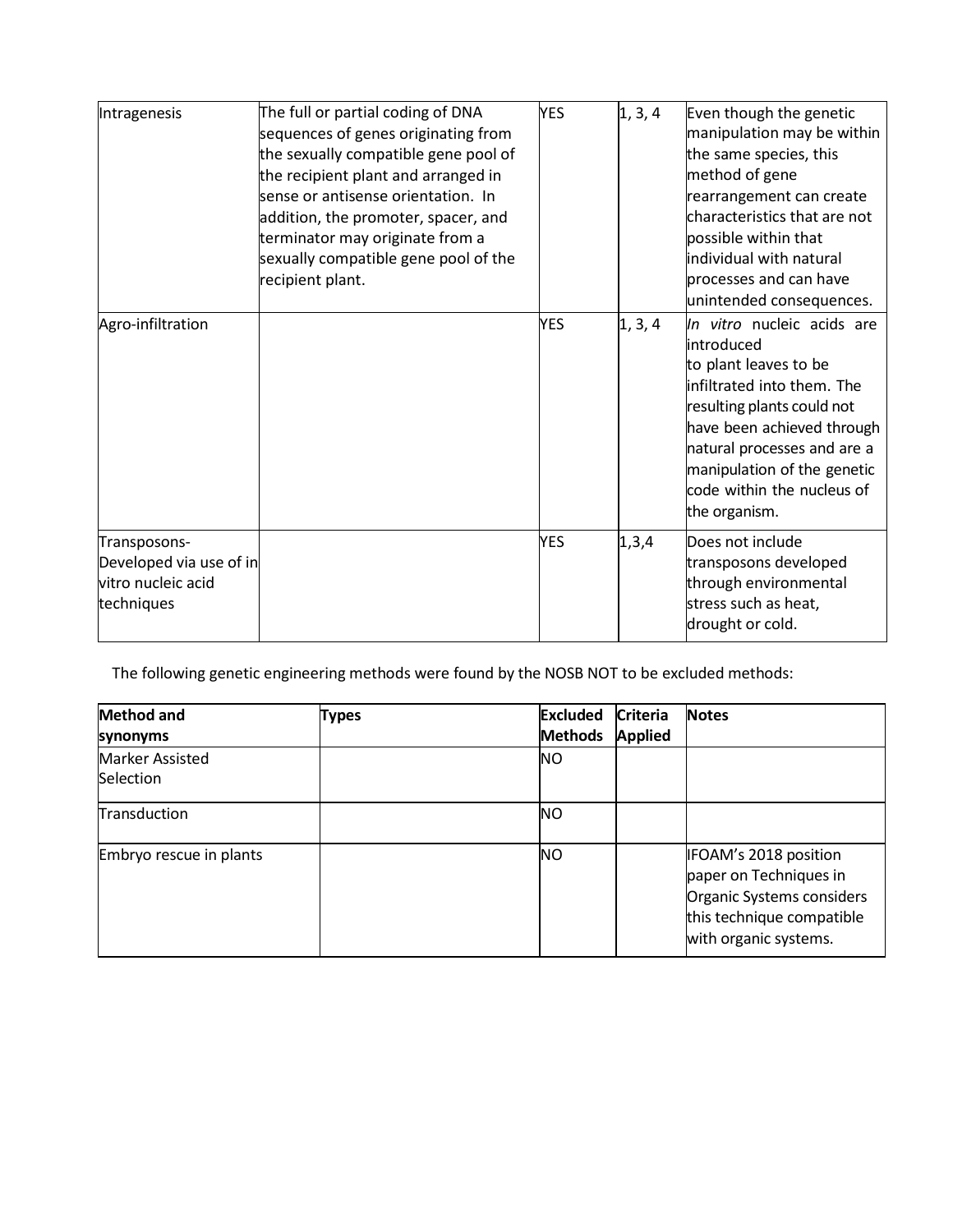| | | | | |
|---|---|---|---|---|
| Intragenesis | The full or partial coding of DNA sequences of genes originating from the sexually compatible gene pool of the recipient plant and arranged in sense or antisense orientation. In addition, the promoter, spacer, and terminator may originate from a sexually compatible gene pool of the recipient plant. | YES | 1, 3, 4 | Even though the genetic manipulation may be within the same species, this method of gene rearrangement can create characteristics that are not possible within that individual with natural processes and can have unintended consequences. |
| Agro-infiltration | | YES | 1, 3, 4 | *In vitro* nucleic acids are introduced to plant leaves to be infiltrated into them. The resulting plants could not have been achieved through natural processes and are a manipulation of the genetic code within the nucleus of the organism. |
| Transposons- Developed via use of in vitro nucleic acid techniques | | YES | 1,3,4 | Does not include transposons developed through environmental stress such as heat, drought or cold. |

The following genetic engineering methods were found by the NOSB NOT to be excluded methods:

| Method and synonyms | Types | Excluded Methods | Criteria Applied | Notes |
|---|---|---|---|---|
| Marker Assisted Selection | | NO | | |
| Transduction | | NO | | |
| Embryo rescue in plants | | NO | | IFOAM's 2018 position paper on Techniques in Organic Systems considers this technique compatible with organic systems. |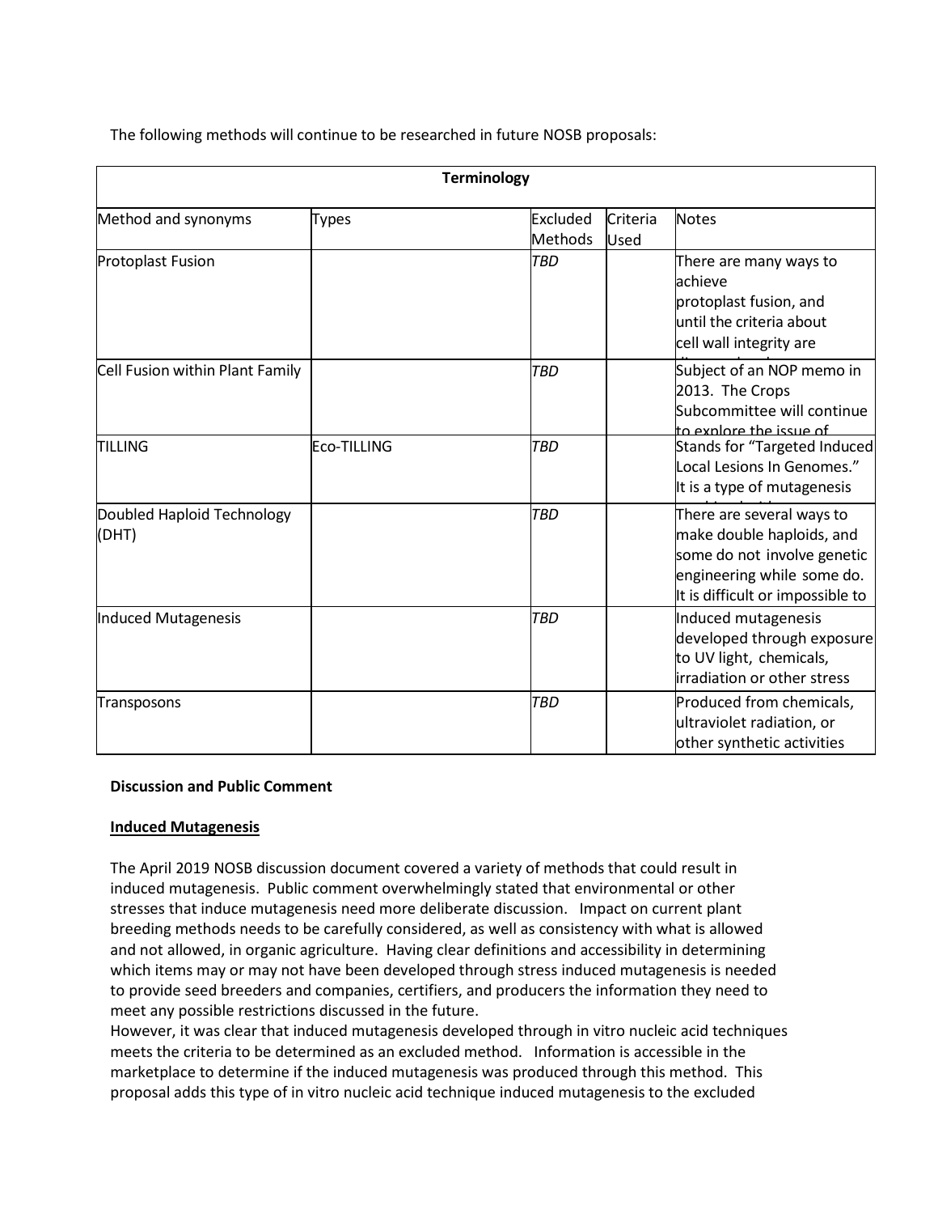The following methods will continue to be researched in future NOSB proposals:

| Terminology | | | | |
|---|---|---|---|---|
| Method and synonyms | Types | Excluded Methods | Criteria Used | Notes |
| Protoplast Fusion | | *TBD* | | There are many ways to achieve protoplast fusion, and until the criteria about cell wall integrity are |
| Cell Fusion within Plant Family | | *TBD* | | Subject of an NOP memo in 2013. The Crops Subcommittee will continue to explore the issue of |
| TILLING | Eco-TILLING | *TBD* | | Stands for "Targeted Induced Local Lesions In Genomes." It is a type of mutagenesis |
| Doubled Haploid Technology (DHT) | | *TBD* | | There are several ways to make double haploids, and some do not involve genetic engineering while some do. It is difficult or impossible to |
| Induced Mutagenesis | | *TBD* | | Induced mutagenesis developed through exposure to UV light, chemicals, irradiation or other stress |
| Transposons | | *TBD* | | Produced from chemicals, ultraviolet radiation, or other synthetic activities |

**Discussion and Public Comment**

**Induced Mutagenesis**

The April 2019 NOSB discussion document covered a variety of methods that could result in induced mutagenesis. Public comment overwhelmingly stated that environmental or other stresses that induce mutagenesis need more deliberate discussion. Impact on current plant breeding methods needs to be carefully considered, as well as consistency with what is allowed and not allowed, in organic agriculture. Having clear definitions and accessibility in determining which items may or may not have been developed through stress induced mutagenesis is needed to provide seed breeders and companies, certifiers, and producers the information they need to meet any possible restrictions discussed in the future.

However, it was clear that induced mutagenesis developed through in vitro nucleic acid techniques meets the criteria to be determined as an excluded method. Information is accessible in the marketplace to determine if the induced mutagenesis was produced through this method. This proposal adds this type of in vitro nucleic acid technique induced mutagenesis to the excluded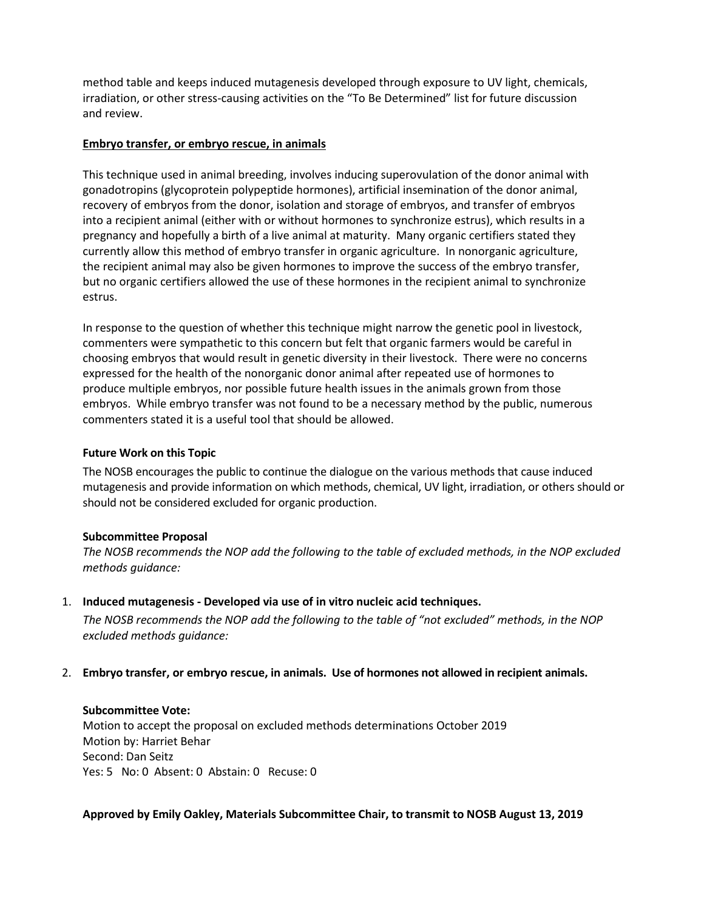method table and keeps induced mutagenesis developed through exposure to UV light, chemicals, irradiation, or other stress-causing activities on the "To Be Determined" list for future discussion and review.

**Embryo transfer, or embryo rescue, in animals**

This technique used in animal breeding, involves inducing superovulation of the donor animal with gonadotropins (glycoprotein polypeptide hormones), artificial insemination of the donor animal, recovery of embryos from the donor, isolation and storage of embryos, and transfer of embryos into a recipient animal (either with or without hormones to synchronize estrus), which results in a pregnancy and hopefully a birth of a live animal at maturity. Many organic certifiers stated they currently allow this method of embryo transfer in organic agriculture. In nonorganic agriculture, the recipient animal may also be given hormones to improve the success of the embryo transfer, but no organic certifiers allowed the use of these hormones in the recipient animal to synchronize estrus.

In response to the question of whether this technique might narrow the genetic pool in livestock, commenters were sympathetic to this concern but felt that organic farmers would be careful in choosing embryos that would result in genetic diversity in their livestock. There were no concerns expressed for the health of the nonorganic donor animal after repeated use of hormones to produce multiple embryos, nor possible future health issues in the animals grown from those embryos. While embryo transfer was not found to be a necessary method by the public, numerous commenters stated it is a useful tool that should be allowed.

### Future Work on this Topic

The NOSB encourages the public to continue the dialogue on the various methods that cause induced mutagenesis and provide information on which methods, chemical, UV light, irradiation, or others should or should not be considered excluded for organic production.

### Subcommittee Proposal

*The NOSB recommends the NOP add the following to the table of excluded methods, in the NOP excluded methods guidance:*

1. **Induced mutagenesis - Developed via use of in vitro nucleic acid techniques.**

   *The NOSB recommends the NOP add the following to the table of "not excluded" methods, in the NOP excluded methods guidance:*

2. **Embryo transfer, or embryo rescue, in animals. Use of hormones not allowed in recipient animals.**

**Subcommittee Vote:**
Motion to accept the proposal on excluded methods determinations October 2019
Motion by: Harriet Behar
Second: Dan Seitz
Yes: 5 No: 0 Absent: 0 Abstain: 0 Recuse: 0

**Approved by Emily Oakley, Materials Subcommittee Chair, to transmit to NOSB August 13, 2019**